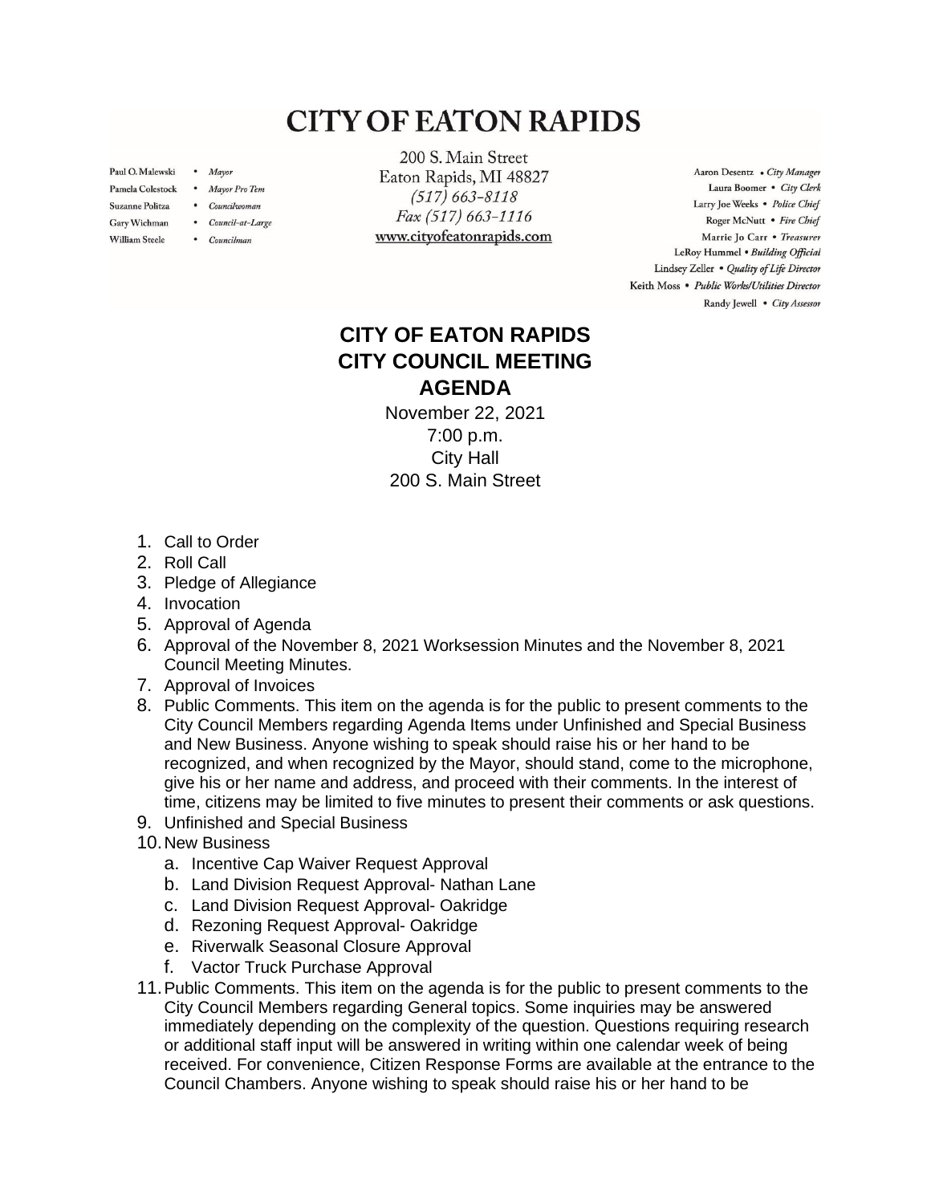# CITY OF EATON RAPIDS

Paul O. Malewski • *Mayor*
Pamela Colestock • *Mayor Pro Tem*
Suzanne Politza • *Councilwoman*
Gary Wichman • *Council-at-Large*
William Steele • *Councilman*

200 S. Main Street
Eaton Rapids, MI 48827
*(517) 663-8118*
*Fax (517) 663-1116*
www.cityofeatonrapids.com

Aaron Desentz • *City Manager*
Laura Boomer • *City Clerk*
Larry Joe Weeks • *Police Chief*
Roger McNutt • *Fire Chief*
Marrie Jo Carr • *Treasurer*
LeRoy Hummel • *Building Official*
Lindsey Zeller • *Quality of Life Director*
Keith Moss • *Public Works/Utilities Director*
Randy Jewell • *City Assessor*

## CITY OF EATON RAPIDS
## CITY COUNCIL MEETING
## AGENDA

November 22, 2021
7:00 p.m.
City Hall
200 S. Main Street

1. Call to Order
2. Roll Call
3. Pledge of Allegiance
4. Invocation
5. Approval of Agenda
6. Approval of the November 8, 2021 Worksession Minutes and the November 8, 2021 Council Meeting Minutes.
7. Approval of Invoices
8. Public Comments. This item on the agenda is for the public to present comments to the City Council Members regarding Agenda Items under Unfinished and Special Business and New Business. Anyone wishing to speak should raise his or her hand to be recognized, and when recognized by the Mayor, should stand, come to the microphone, give his or her name and address, and proceed with their comments. In the interest of time, citizens may be limited to five minutes to present their comments or ask questions.
9. Unfinished and Special Business
10. New Business
    a. Incentive Cap Waiver Request Approval
    b. Land Division Request Approval- Nathan Lane
    c. Land Division Request Approval- Oakridge
    d. Rezoning Request Approval- Oakridge
    e. Riverwalk Seasonal Closure Approval
    f. Vactor Truck Purchase Approval
11. Public Comments. This item on the agenda is for the public to present comments to the City Council Members regarding General topics. Some inquiries may be answered immediately depending on the complexity of the question. Questions requiring research or additional staff input will be answered in writing within one calendar week of being received. For convenience, Citizen Response Forms are available at the entrance to the Council Chambers. Anyone wishing to speak should raise his or her hand to be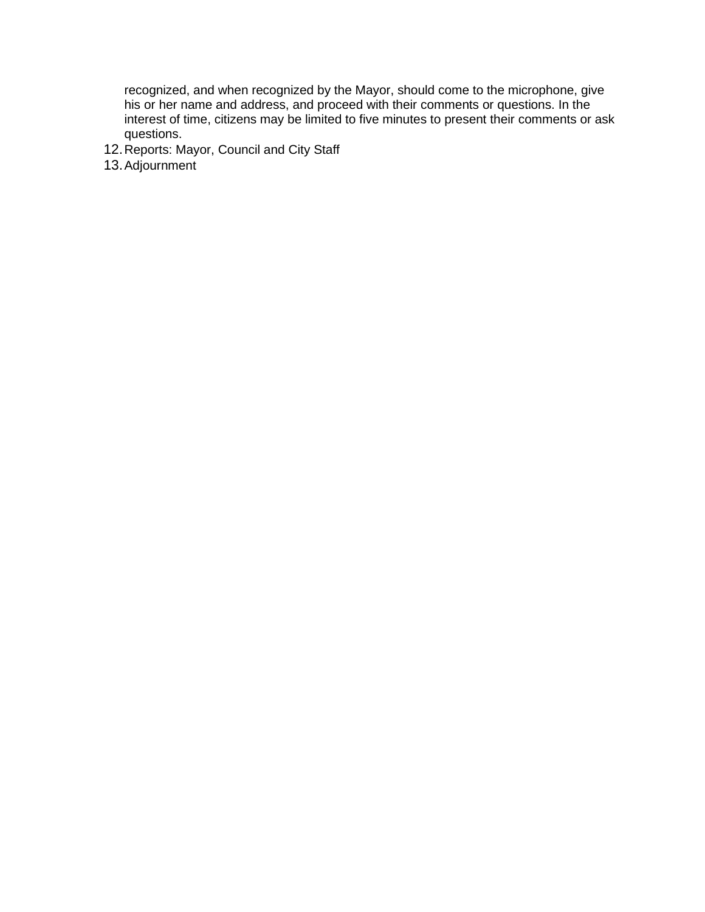recognized, and when recognized by the Mayor, should come to the microphone, give his or her name and address, and proceed with their comments or questions. In the interest of time, citizens may be limited to five minutes to present their comments or ask questions.

12. Reports: Mayor, Council and City Staff
13. Adjournment